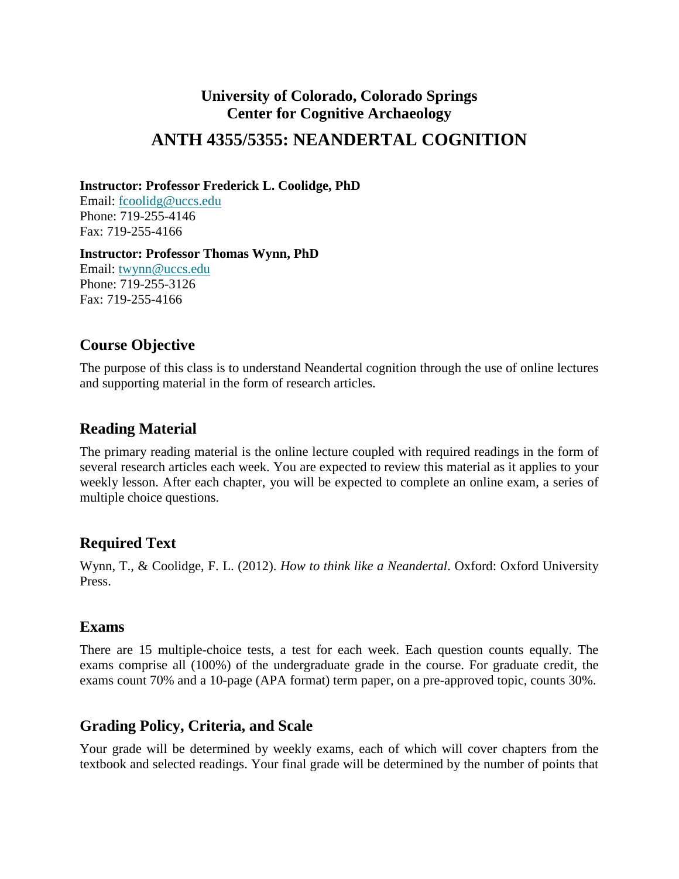# University of Colorado, Colorado Springs
# Center for Cognitive Archaeology

# ANTH 4355/5355: NEANDERTAL COGNITION

**Instructor: Professor Frederick L. Coolidge, PhD**
Email: fcoolidg@uccs.edu
Phone: 719-255-4146
Fax: 719-255-4166

**Instructor: Professor Thomas Wynn, PhD**
Email: twynn@uccs.edu
Phone: 719-255-3126
Fax: 719-255-4166

## Course Objective

The purpose of this class is to understand Neandertal cognition through the use of online lectures and supporting material in the form of research articles.

## Reading Material

The primary reading material is the online lecture coupled with required readings in the form of several research articles each week. You are expected to review this material as it applies to your weekly lesson. After each chapter, you will be expected to complete an online exam, a series of multiple choice questions.

## Required Text

Wynn, T., & Coolidge, F. L. (2012). *How to think like a Neandertal*. Oxford: Oxford University Press.

## Exams

There are 15 multiple-choice tests, a test for each week. Each question counts equally. The exams comprise all (100%) of the undergraduate grade in the course. For graduate credit, the exams count 70% and a 10-page (APA format) term paper, on a pre-approved topic, counts 30%.

## Grading Policy, Criteria, and Scale

Your grade will be determined by weekly exams, each of which will cover chapters from the textbook and selected readings. Your final grade will be determined by the number of points that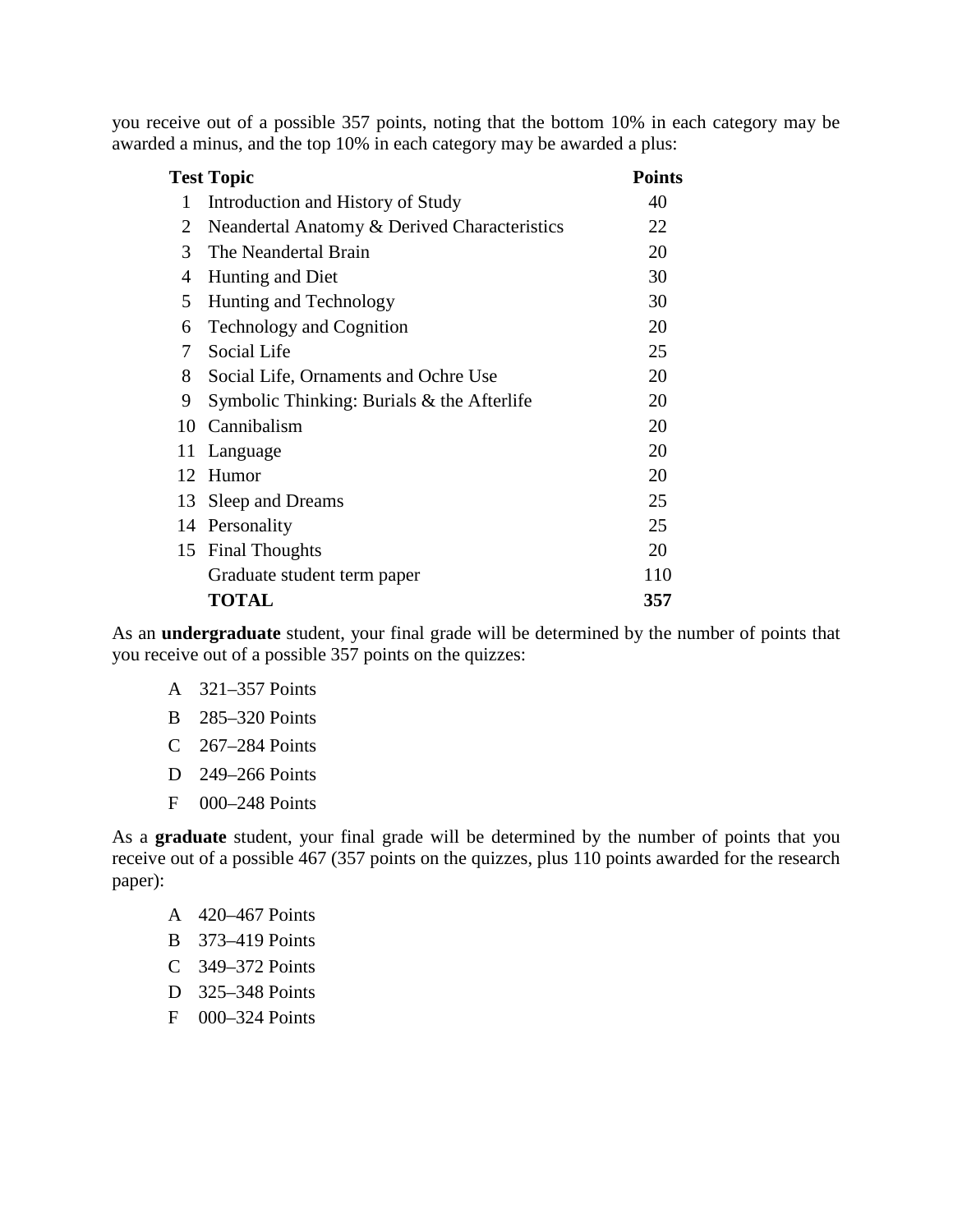you receive out of a possible 357 points, noting that the bottom 10% in each category may be awarded a minus, and the top 10% in each category may be awarded a plus:

| Test | Topic | Points |
|---|---|---|
| 1 | Introduction and History of Study | 40 |
| 2 | Neandertal Anatomy & Derived Characteristics | 22 |
| 3 | The Neandertal Brain | 20 |
| 4 | Hunting and Diet | 30 |
| 5 | Hunting and Technology | 30 |
| 6 | Technology and Cognition | 20 |
| 7 | Social Life | 25 |
| 8 | Social Life, Ornaments and Ochre Use | 20 |
| 9 | Symbolic Thinking: Burials & the Afterlife | 20 |
| 10 | Cannibalism | 20 |
| 11 | Language | 20 |
| 12 | Humor | 20 |
| 13 | Sleep and Dreams | 25 |
| 14 | Personality | 25 |
| 15 | Final Thoughts | 20 |
| | Graduate student term paper | 110 |
| | **TOTAL** | **357** |

As an **undergraduate** student, your final grade will be determined by the number of points that you receive out of a possible 357 points on the quizzes:

- A 321–357 Points
- B 285–320 Points
- C 267–284 Points
- D 249–266 Points
- F 000–248 Points

As a **graduate** student, your final grade will be determined by the number of points that you receive out of a possible 467 (357 points on the quizzes, plus 110 points awarded for the research paper):

- A 420–467 Points
- B 373–419 Points
- C 349–372 Points
- D 325–348 Points
- F 000–324 Points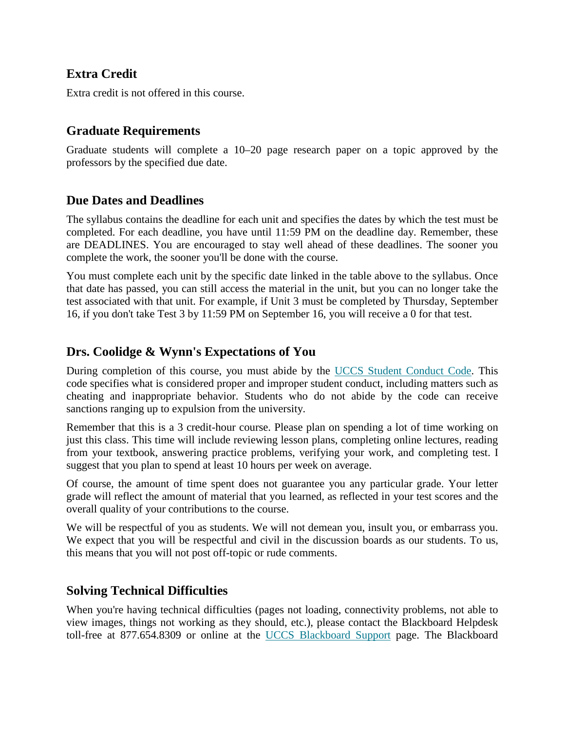## Extra Credit

Extra credit is not offered in this course.

## Graduate Requirements

Graduate students will complete a 10–20 page research paper on a topic approved by the professors by the specified due date.

## Due Dates and Deadlines

The syllabus contains the deadline for each unit and specifies the dates by which the test must be completed. For each deadline, you have until 11:59 PM on the deadline day. Remember, these are DEADLINES. You are encouraged to stay well ahead of these deadlines. The sooner you complete the work, the sooner you'll be done with the course.

You must complete each unit by the specific date linked in the table above to the syllabus. Once that date has passed, you can still access the material in the unit, but you can no longer take the test associated with that unit. For example, if Unit 3 must be completed by Thursday, September 16, if you don't take Test 3 by 11:59 PM on September 16, you will receive a 0 for that test.

## Drs. Coolidge & Wynn's Expectations of You

During completion of this course, you must abide by the UCCS Student Conduct Code. This code specifies what is considered proper and improper student conduct, including matters such as cheating and inappropriate behavior. Students who do not abide by the code can receive sanctions ranging up to expulsion from the university.

Remember that this is a 3 credit-hour course. Please plan on spending a lot of time working on just this class. This time will include reviewing lesson plans, completing online lectures, reading from your textbook, answering practice problems, verifying your work, and completing test. I suggest that you plan to spend at least 10 hours per week on average.

Of course, the amount of time spent does not guarantee you any particular grade. Your letter grade will reflect the amount of material that you learned, as reflected in your test scores and the overall quality of your contributions to the course.

We will be respectful of you as students. We will not demean you, insult you, or embarrass you. We expect that you will be respectful and civil in the discussion boards as our students. To us, this means that you will not post off-topic or rude comments.

## Solving Technical Difficulties

When you're having technical difficulties (pages not loading, connectivity problems, not able to view images, things not working as they should, etc.), please contact the Blackboard Helpdesk toll-free at 877.654.8309 or online at the UCCS Blackboard Support page. The Blackboard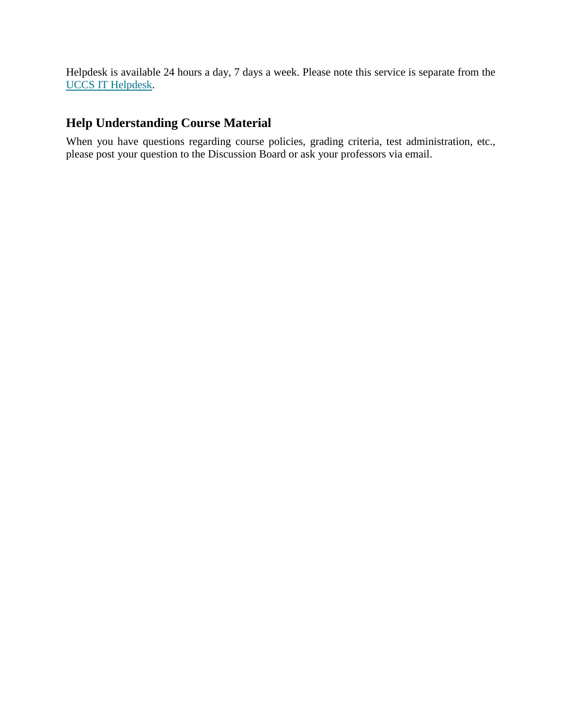Helpdesk is available 24 hours a day, 7 days a week. Please note this service is separate from the UCCS IT Helpdesk.

## Help Understanding Course Material

When you have questions regarding course policies, grading criteria, test administration, etc., please post your question to the Discussion Board or ask your professors via email.